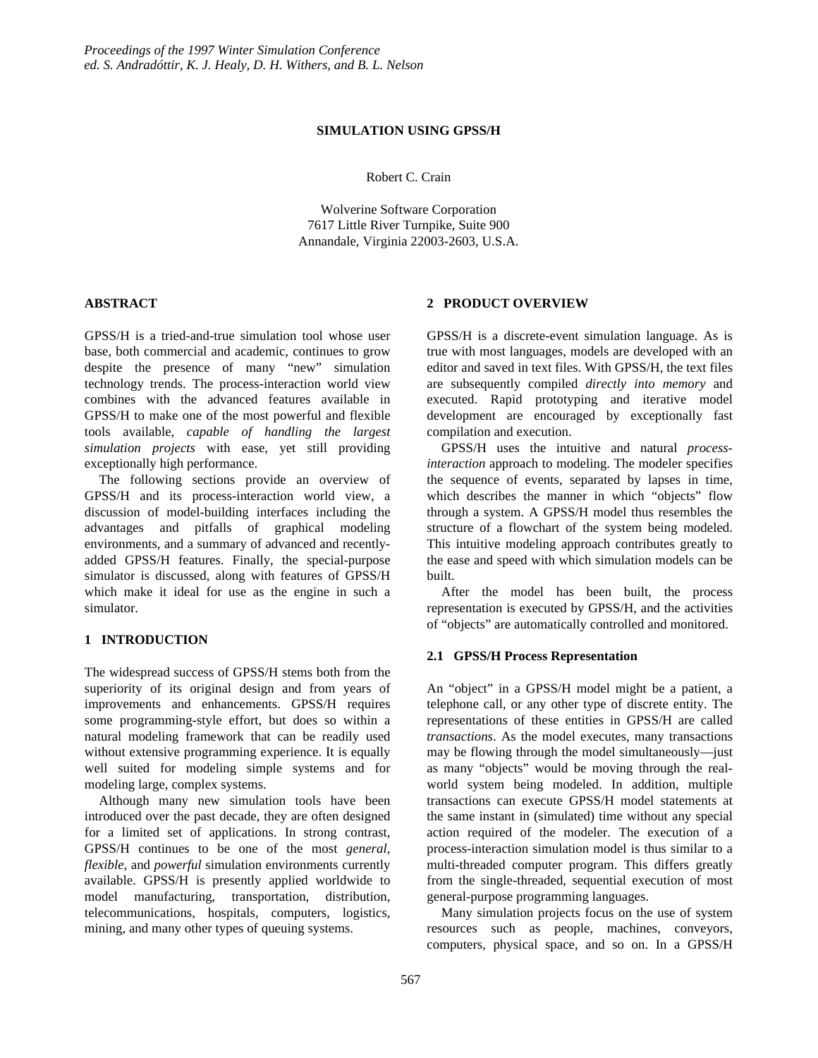Proceedings of the 1997 Winter Simulation Conference
ed. S. Andradóttir, K. J. Healy, D. H. Withers, and B. L. Nelson

# SIMULATION USING GPSS/H

Robert C. Crain

Wolverine Software Corporation
7617 Little River Turnpike, Suite 900
Annandale, Virginia 22003-2603, U.S.A.

## ABSTRACT

GPSS/H is a tried-and-true simulation tool whose user base, both commercial and academic, continues to grow despite the presence of many "new" simulation technology trends. The process-interaction world view combines with the advanced features available in GPSS/H to make one of the most powerful and flexible tools available, *capable of handling the largest simulation projects* with ease, yet still providing exceptionally high performance.

The following sections provide an overview of GPSS/H and its process-interaction world view, a discussion of model-building interfaces including the advantages and pitfalls of graphical modeling environments, and a summary of advanced and recently-added GPSS/H features. Finally, the special-purpose simulator is discussed, along with features of GPSS/H which make it ideal for use as the engine in such a simulator.

## 1 INTRODUCTION

The widespread success of GPSS/H stems both from the superiority of its original design and from years of improvements and enhancements. GPSS/H requires some programming-style effort, but does so within a natural modeling framework that can be readily used without extensive programming experience. It is equally well suited for modeling simple systems and for modeling large, complex systems.

Although many new simulation tools have been introduced over the past decade, they are often designed for a limited set of applications. In strong contrast, GPSS/H continues to be one of the most *general*, *flexible*, and *powerful* simulation environments currently available. GPSS/H is presently applied worldwide to model manufacturing, transportation, distribution, telecommunications, hospitals, computers, logistics, mining, and many other types of queuing systems.

## 2 PRODUCT OVERVIEW

GPSS/H is a discrete-event simulation language. As is true with most languages, models are developed with an editor and saved in text files. With GPSS/H, the text files are subsequently compiled *directly into memory* and executed. Rapid prototyping and iterative model development are encouraged by exceptionally fast compilation and execution.

GPSS/H uses the intuitive and natural *process-interaction* approach to modeling. The modeler specifies the sequence of events, separated by lapses in time, which describes the manner in which "objects" flow through a system. A GPSS/H model thus resembles the structure of a flowchart of the system being modeled. This intuitive modeling approach contributes greatly to the ease and speed with which simulation models can be built.

After the model has been built, the process representation is executed by GPSS/H, and the activities of "objects" are automatically controlled and monitored.

### 2.1 GPSS/H Process Representation

An "object" in a GPSS/H model might be a patient, a telephone call, or any other type of discrete entity. The representations of these entities in GPSS/H are called *transactions*. As the model executes, many transactions may be flowing through the model simultaneously—just as many "objects" would be moving through the real-world system being modeled. In addition, multiple transactions can execute GPSS/H model statements at the same instant in (simulated) time without any special action required of the modeler. The execution of a process-interaction simulation model is thus similar to a multi-threaded computer program. This differs greatly from the single-threaded, sequential execution of most general-purpose programming languages.

Many simulation projects focus on the use of system resources such as people, machines, conveyors, computers, physical space, and so on. In a GPSS/H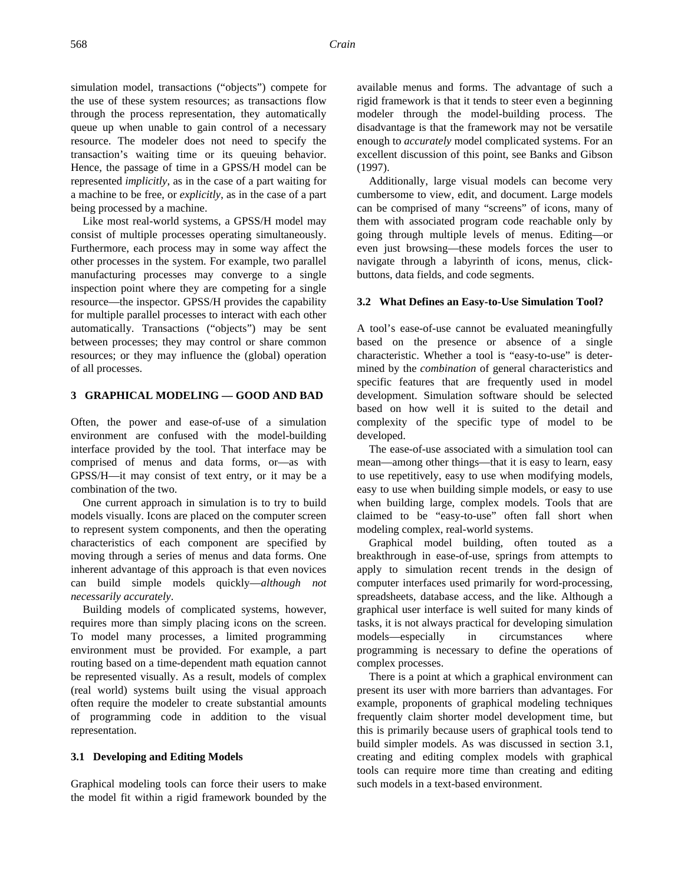simulation model, transactions ("objects") compete for the use of these system resources; as transactions flow through the process representation, they automatically queue up when unable to gain control of a necessary resource. The modeler does not need to specify the transaction's waiting time or its queuing behavior. Hence, the passage of time in a GPSS/H model can be represented *implicitly*, as in the case of a part waiting for a machine to be free, or *explicitly*, as in the case of a part being processed by a machine.

Like most real-world systems, a GPSS/H model may consist of multiple processes operating simultaneously. Furthermore, each process may in some way affect the other processes in the system. For example, two parallel manufacturing processes may converge to a single inspection point where they are competing for a single resource—the inspector. GPSS/H provides the capability for multiple parallel processes to interact with each other automatically. Transactions ("objects") may be sent between processes; they may control or share common resources; or they may influence the (global) operation of all processes.

## 3 GRAPHICAL MODELING — GOOD AND BAD

Often, the power and ease-of-use of a simulation environment are confused with the model-building interface provided by the tool. That interface may be comprised of menus and data forms, or—as with GPSS/H—it may consist of text entry, or it may be a combination of the two.

One current approach in simulation is to try to build models visually. Icons are placed on the computer screen to represent system components, and then the operating characteristics of each component are specified by moving through a series of menus and data forms. One inherent advantage of this approach is that even novices can build simple models quickly—*although not necessarily accurately*.

Building models of complicated systems, however, requires more than simply placing icons on the screen. To model many processes, a limited programming environment must be provided. For example, a part routing based on a time-dependent math equation cannot be represented visually. As a result, models of complex (real world) systems built using the visual approach often require the modeler to create substantial amounts of programming code in addition to the visual representation.

### 3.1 Developing and Editing Models

Graphical modeling tools can force their users to make the model fit within a rigid framework bounded by the available menus and forms. The advantage of such a rigid framework is that it tends to steer even a beginning modeler through the model-building process. The disadvantage is that the framework may not be versatile enough to *accurately* model complicated systems. For an excellent discussion of this point, see Banks and Gibson (1997).

Additionally, large visual models can become very cumbersome to view, edit, and document. Large models can be comprised of many "screens" of icons, many of them with associated program code reachable only by going through multiple levels of menus. Editing—or even just browsing—these models forces the user to navigate through a labyrinth of icons, menus, click-buttons, data fields, and code segments.

### 3.2 What Defines an Easy-to-Use Simulation Tool?

A tool's ease-of-use cannot be evaluated meaningfully based on the presence or absence of a single characteristic. Whether a tool is "easy-to-use" is determined by the *combination* of general characteristics and specific features that are frequently used in model development. Simulation software should be selected based on how well it is suited to the detail and complexity of the specific type of model to be developed.

The ease-of-use associated with a simulation tool can mean—among other things—that it is easy to learn, easy to use repetitively, easy to use when modifying models, easy to use when building simple models, or easy to use when building large, complex models. Tools that are claimed to be "easy-to-use" often fall short when modeling complex, real-world systems.

Graphical model building, often touted as a breakthrough in ease-of-use, springs from attempts to apply to simulation recent trends in the design of computer interfaces used primarily for word-processing, spreadsheets, database access, and the like. Although a graphical user interface is well suited for many kinds of tasks, it is not always practical for developing simulation models—especially in circumstances where programming is necessary to define the operations of complex processes.

There is a point at which a graphical environment can present its user with more barriers than advantages. For example, proponents of graphical modeling techniques frequently claim shorter model development time, but this is primarily because users of graphical tools tend to build simpler models. As was discussed in section 3.1, creating and editing complex models with graphical tools can require more time than creating and editing such models in a text-based environment.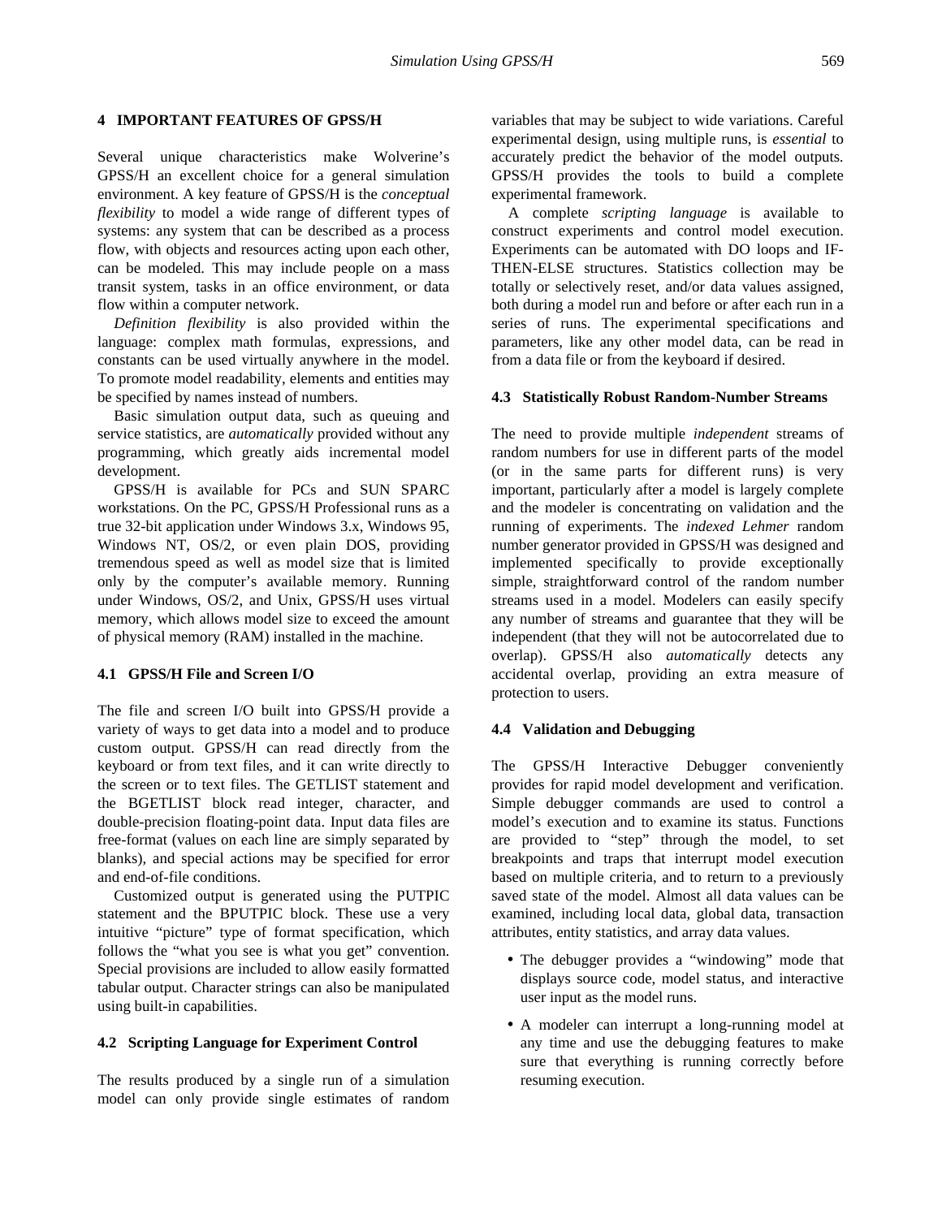## 4 IMPORTANT FEATURES OF GPSS/H

Several unique characteristics make Wolverine's GPSS/H an excellent choice for a general simulation environment. A key feature of GPSS/H is the *conceptual flexibility* to model a wide range of different types of systems: any system that can be described as a process flow, with objects and resources acting upon each other, can be modeled. This may include people on a mass transit system, tasks in an office environment, or data flow within a computer network.

*Definition flexibility* is also provided within the language: complex math formulas, expressions, and constants can be used virtually anywhere in the model. To promote model readability, elements and entities may be specified by names instead of numbers.

Basic simulation output data, such as queuing and service statistics, are *automatically* provided without any programming, which greatly aids incremental model development.

GPSS/H is available for PCs and SUN SPARC workstations. On the PC, GPSS/H Professional runs as a true 32-bit application under Windows 3.x, Windows 95, Windows NT, OS/2, or even plain DOS, providing tremendous speed as well as model size that is limited only by the computer's available memory. Running under Windows, OS/2, and Unix, GPSS/H uses virtual memory, which allows model size to exceed the amount of physical memory (RAM) installed in the machine.

### 4.1 GPSS/H File and Screen I/O

The file and screen I/O built into GPSS/H provide a variety of ways to get data into a model and to produce custom output. GPSS/H can read directly from the keyboard or from text files, and it can write directly to the screen or to text files. The GETLIST statement and the BGETLIST block read integer, character, and double-precision floating-point data. Input data files are free-format (values on each line are simply separated by blanks), and special actions may be specified for error and end-of-file conditions.

Customized output is generated using the PUTPIC statement and the BPUTPIC block. These use a very intuitive "picture" type of format specification, which follows the "what you see is what you get" convention. Special provisions are included to allow easily formatted tabular output. Character strings can also be manipulated using built-in capabilities.

### 4.2 Scripting Language for Experiment Control

The results produced by a single run of a simulation model can only provide single estimates of random variables that may be subject to wide variations. Careful experimental design, using multiple runs, is *essential* to accurately predict the behavior of the model outputs. GPSS/H provides the tools to build a complete experimental framework.

A complete *scripting language* is available to construct experiments and control model execution. Experiments can be automated with DO loops and IF-THEN-ELSE structures. Statistics collection may be totally or selectively reset, and/or data values assigned, both during a model run and before or after each run in a series of runs. The experimental specifications and parameters, like any other model data, can be read in from a data file or from the keyboard if desired.

### 4.3 Statistically Robust Random-Number Streams

The need to provide multiple *independent* streams of random numbers for use in different parts of the model (or in the same parts for different runs) is very important, particularly after a model is largely complete and the modeler is concentrating on validation and the running of experiments. The *indexed Lehmer* random number generator provided in GPSS/H was designed and implemented specifically to provide exceptionally simple, straightforward control of the random number streams used in a model. Modelers can easily specify any number of streams and guarantee that they will be independent (that they will not be autocorrelated due to overlap). GPSS/H also *automatically* detects any accidental overlap, providing an extra measure of protection to users.

### 4.4 Validation and Debugging

The GPSS/H Interactive Debugger conveniently provides for rapid model development and verification. Simple debugger commands are used to control a model's execution and to examine its status. Functions are provided to "step" through the model, to set breakpoints and traps that interrupt model execution based on multiple criteria, and to return to a previously saved state of the model. Almost all data values can be examined, including local data, global data, transaction attributes, entity statistics, and array data values.

- The debugger provides a "windowing" mode that displays source code, model status, and interactive user input as the model runs.
- A modeler can interrupt a long-running model at any time and use the debugging features to make sure that everything is running correctly before resuming execution.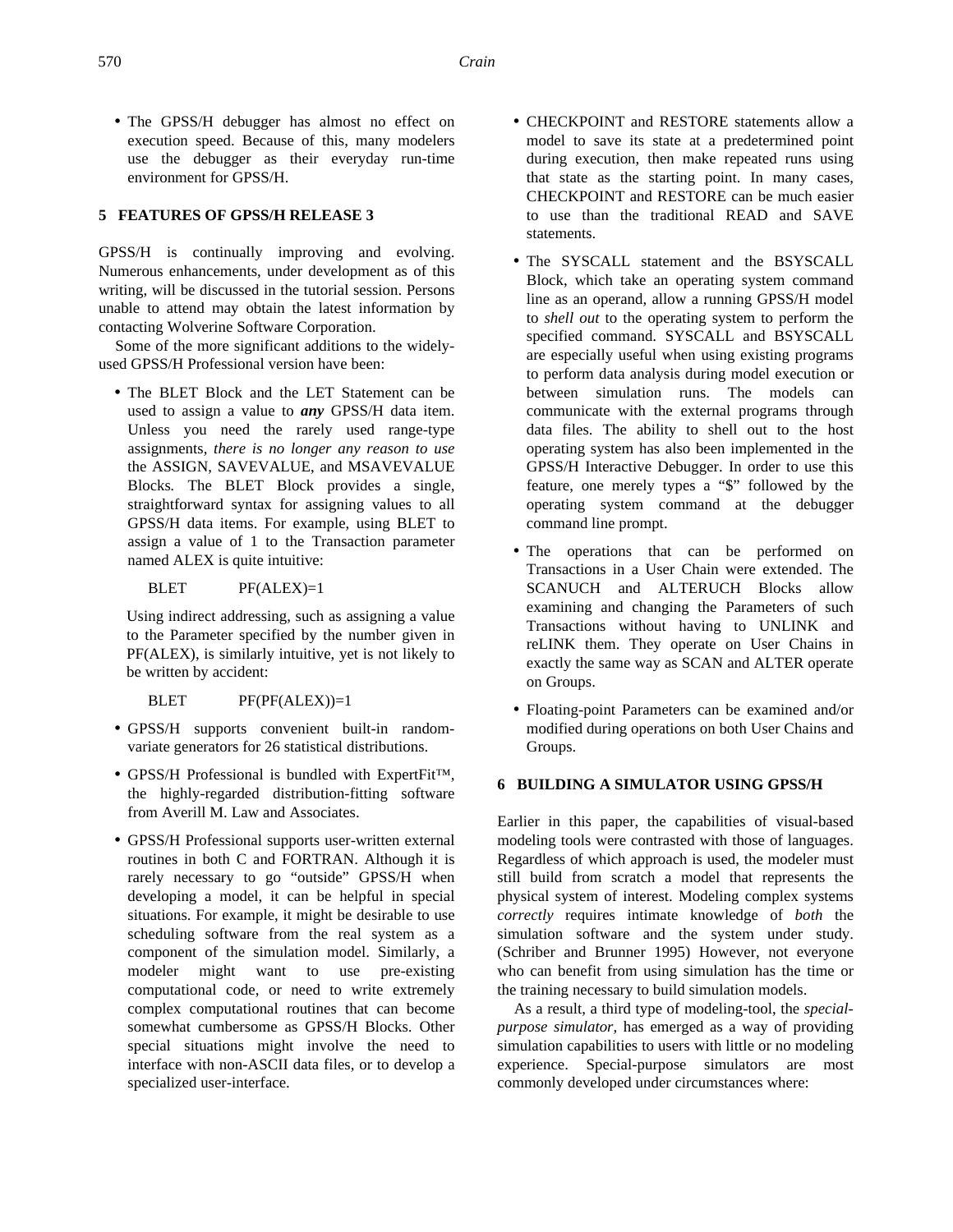- The GPSS/H debugger has almost no effect on execution speed. Because of this, many modelers use the debugger as their everyday run-time environment for GPSS/H.

## 5 FEATURES OF GPSS/H RELEASE 3

GPSS/H is continually improving and evolving. Numerous enhancements, under development as of this writing, will be discussed in the tutorial session. Persons unable to attend may obtain the latest information by contacting Wolverine Software Corporation.

Some of the more significant additions to the widely-used GPSS/H Professional version have been:

- The BLET Block and the LET Statement can be used to assign a value to ***any*** GPSS/H data item. Unless you need the rarely used range-type assignments, *there is no longer any reason to use* the ASSIGN, SAVEVALUE, and MSAVEVALUE Blocks. The BLET Block provides a single, straightforward syntax for assigning values to all GPSS/H data items. For example, using BLET to assign a value of 1 to the Transaction parameter named ALEX is quite intuitive:

```
BLET        PF(ALEX)=1
```

  Using indirect addressing, such as assigning a value to the Parameter specified by the number given in PF(ALEX), is similarly intuitive, yet is not likely to be written by accident:

```
BLET        PF(PF(ALEX))=1
```

- GPSS/H supports convenient built-in random-variate generators for 26 statistical distributions.
- GPSS/H Professional is bundled with ExpertFit™, the highly-regarded distribution-fitting software from Averill M. Law and Associates.
- GPSS/H Professional supports user-written external routines in both C and FORTRAN. Although it is rarely necessary to go "outside" GPSS/H when developing a model, it can be helpful in special situations. For example, it might be desirable to use scheduling software from the real system as a component of the simulation model. Similarly, a modeler might want to use pre-existing computational code, or need to write extremely complex computational routines that can become somewhat cumbersome as GPSS/H Blocks. Other special situations might involve the need to interface with non-ASCII data files, or to develop a specialized user-interface.
- CHECKPOINT and RESTORE statements allow a model to save its state at a predetermined point during execution, then make repeated runs using that state as the starting point. In many cases, CHECKPOINT and RESTORE can be much easier to use than the traditional READ and SAVE statements.
- The SYSCALL statement and the BSYSCALL Block, which take an operating system command line as an operand, allow a running GPSS/H model to *shell out* to the operating system to perform the specified command. SYSCALL and BSYSCALL are especially useful when using existing programs to perform data analysis during model execution or between simulation runs. The models can communicate with the external programs through data files. The ability to shell out to the host operating system has also been implemented in the GPSS/H Interactive Debugger. In order to use this feature, one merely types a "$" followed by the operating system command at the debugger command line prompt.
- The operations that can be performed on Transactions in a User Chain were extended. The SCANUCH and ALTERUCH Blocks allow examining and changing the Parameters of such Transactions without having to UNLINK and reLINK them. They operate on User Chains in exactly the same way as SCAN and ALTER operate on Groups.
- Floating-point Parameters can be examined and/or modified during operations on both User Chains and Groups.

## 6 BUILDING A SIMULATOR USING GPSS/H

Earlier in this paper, the capabilities of visual-based modeling tools were contrasted with those of languages. Regardless of which approach is used, the modeler must still build from scratch a model that represents the physical system of interest. Modeling complex systems *correctly* requires intimate knowledge of *both* the simulation software and the system under study. (Schriber and Brunner 1995) However, not everyone who can benefit from using simulation has the time or the training necessary to build simulation models.

As a result, a third type of modeling-tool, the *special-purpose simulator*, has emerged as a way of providing simulation capabilities to users with little or no modeling experience. Special-purpose simulators are most commonly developed under circumstances where: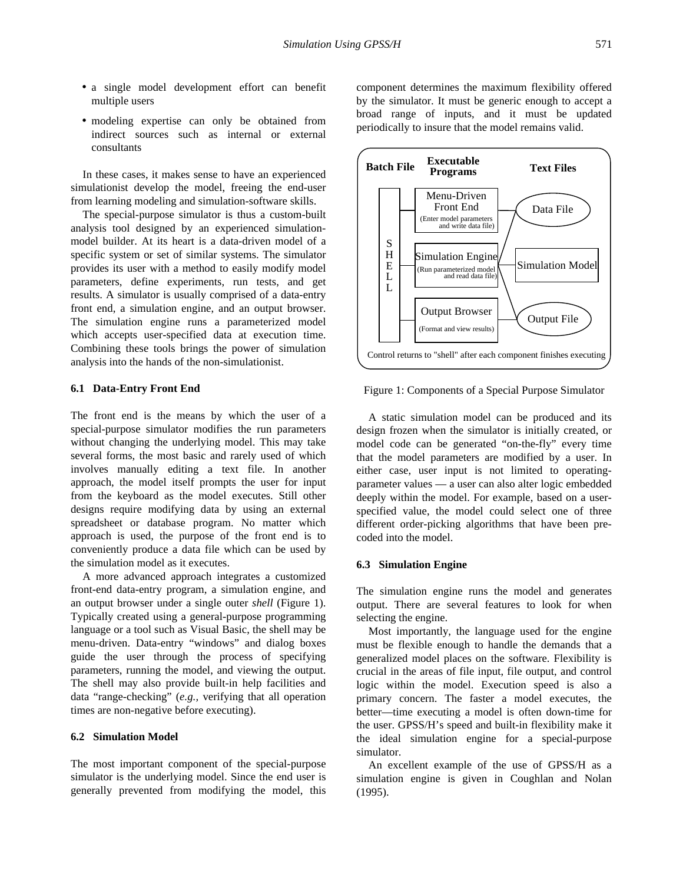- a single model development effort can benefit multiple users
- modeling expertise can only be obtained from indirect sources such as internal or external consultants

In these cases, it makes sense to have an experienced simulationist develop the model, freeing the end-user from learning modeling and simulation-software skills.

The special-purpose simulator is thus a custom-built analysis tool designed by an experienced simulation-model builder. At its heart is a data-driven model of a specific system or set of similar systems. The simulator provides its user with a method to easily modify model parameters, define experiments, run tests, and get results. A simulator is usually comprised of a data-entry front end, a simulation engine, and an output browser. The simulation engine runs a parameterized model which accepts user-specified data at execution time. Combining these tools brings the power of simulation analysis into the hands of the non-simulationist.

### 6.1 Data-Entry Front End

The front end is the means by which the user of a special-purpose simulator modifies the run parameters without changing the underlying model. This may take several forms, the most basic and rarely used of which involves manually editing a text file. In another approach, the model itself prompts the user for input from the keyboard as the model executes. Still other designs require modifying data by using an external spreadsheet or database program. No matter which approach is used, the purpose of the front end is to conveniently produce a data file which can be used by the simulation model as it executes.

A more advanced approach integrates a customized front-end data-entry program, a simulation engine, and an output browser under a single outer *shell* (Figure 1). Typically created using a general-purpose programming language or a tool such as Visual Basic, the shell may be menu-driven. Data-entry "windows" and dialog boxes guide the user through the process of specifying parameters, running the model, and viewing the output. The shell may also provide built-in help facilities and data "range-checking" (*e.g.,* verifying that all operation times are non-negative before executing).

### 6.2 Simulation Model

The most important component of the special-purpose simulator is the underlying model. Since the end user is generally prevented from modifying the model, this component determines the maximum flexibility offered by the simulator. It must be generic enough to accept a broad range of inputs, and it must be updated periodically to insure that the model remains valid.

Figure 1: Components of a Special Purpose Simulator

A static simulation model can be produced and its design frozen when the simulator is initially created, or model code can be generated "on-the-fly" every time that the model parameters are modified by a user. In either case, user input is not limited to operating-parameter values — a user can also alter logic embedded deeply within the model. For example, based on a user-specified value, the model could select one of three different order-picking algorithms that have been pre-coded into the model.

### 6.3 Simulation Engine

The simulation engine runs the model and generates output. There are several features to look for when selecting the engine.

Most importantly, the language used for the engine must be flexible enough to handle the demands that a generalized model places on the software. Flexibility is crucial in the areas of file input, file output, and control logic within the model. Execution speed is also a primary concern. The faster a model executes, the better—time executing a model is often down-time for the user. GPSS/H's speed and built-in flexibility make it the ideal simulation engine for a special-purpose simulator.

An excellent example of the use of GPSS/H as a simulation engine is given in Coughlan and Nolan (1995).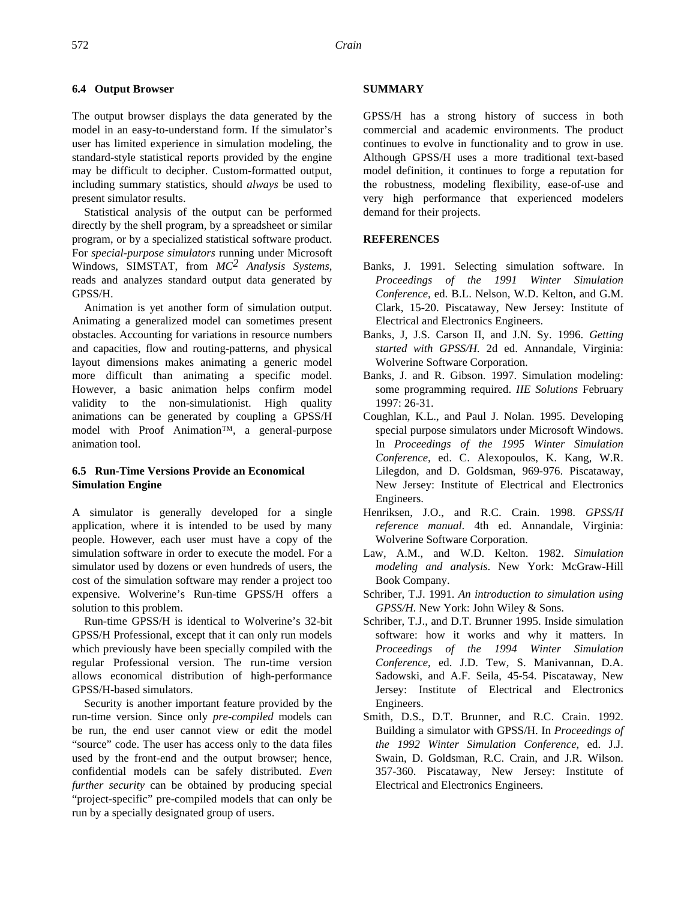### 6.4 Output Browser

The output browser displays the data generated by the model in an easy-to-understand form. If the simulator's user has limited experience in simulation modeling, the standard-style statistical reports provided by the engine may be difficult to decipher. Custom-formatted output, including summary statistics, should *always* be used to present simulator results.

Statistical analysis of the output can be performed directly by the shell program, by a spreadsheet or similar program, or by a specialized statistical software product. For *special-purpose simulators* running under Microsoft Windows, SIMSTAT, from *$MC^2$ Analysis Systems*, reads and analyzes standard output data generated by GPSS/H.

Animation is yet another form of simulation output. Animating a generalized model can sometimes present obstacles. Accounting for variations in resource numbers and capacities, flow and routing-patterns, and physical layout dimensions makes animating a generic model more difficult than animating a specific model. However, a basic animation helps confirm model validity to the non-simulationist. High quality animations can be generated by coupling a GPSS/H model with Proof Animation™, a general-purpose animation tool.

### 6.5 Run-Time Versions Provide an Economical Simulation Engine

A simulator is generally developed for a single application, where it is intended to be used by many people. However, each user must have a copy of the simulation software in order to execute the model. For a simulator used by dozens or even hundreds of users, the cost of the simulation software may render a project too expensive. Wolverine's Run-time GPSS/H offers a solution to this problem.

Run-time GPSS/H is identical to Wolverine's 32-bit GPSS/H Professional, except that it can only run models which previously have been specially compiled with the regular Professional version. The run-time version allows economical distribution of high-performance GPSS/H-based simulators.

Security is another important feature provided by the run-time version. Since only *pre-compiled* models can be run, the end user cannot view or edit the model "source" code. The user has access only to the data files used by the front-end and the output browser; hence, confidential models can be safely distributed. *Even further security* can be obtained by producing special "project-specific" pre-compiled models that can only be run by a specially designated group of users.

## SUMMARY

GPSS/H has a strong history of success in both commercial and academic environments. The product continues to evolve in functionality and to grow in use. Although GPSS/H uses a more traditional text-based model definition, it continues to forge a reputation for the robustness, modeling flexibility, ease-of-use and very high performance that experienced modelers demand for their projects.

## REFERENCES

Banks, J. 1991. Selecting simulation software. In *Proceedings of the 1991 Winter Simulation Conference*, ed. B.L. Nelson, W.D. Kelton, and G.M. Clark, 15-20. Piscataway, New Jersey: Institute of Electrical and Electronics Engineers.

Banks, J, J.S. Carson II, and J.N. Sy. 1996. *Getting started with GPSS/H.* 2d ed. Annandale, Virginia: Wolverine Software Corporation.

Banks, J. and R. Gibson. 1997. Simulation modeling: some programming required. *IIE Solutions* February 1997: 26-31.

Coughlan, K.L., and Paul J. Nolan. 1995. Developing special purpose simulators under Microsoft Windows. In *Proceedings of the 1995 Winter Simulation Conference*, ed. C. Alexopoulos, K. Kang, W.R. Lilegdon, and D. Goldsman, 969-976. Piscataway, New Jersey: Institute of Electrical and Electronics Engineers.

Henriksen, J.O., and R.C. Crain. 1998. *GPSS/H reference manual.* 4th ed. Annandale, Virginia: Wolverine Software Corporation.

Law, A.M., and W.D. Kelton. 1982. *Simulation modeling and analysis*. New York: McGraw-Hill Book Company.

Schriber, T.J. 1991. *An introduction to simulation using GPSS/H.* New York: John Wiley & Sons.

Schriber, T.J., and D.T. Brunner 1995. Inside simulation software: how it works and why it matters. In *Proceedings of the 1994 Winter Simulation Conference*, ed. J.D. Tew, S. Manivannan, D.A. Sadowski, and A.F. Seila, 45-54. Piscataway, New Jersey: Institute of Electrical and Electronics Engineers.

Smith, D.S., D.T. Brunner, and R.C. Crain. 1992. Building a simulator with GPSS/H. In *Proceedings of the 1992 Winter Simulation Conference*, ed. J.J. Swain, D. Goldsman, R.C. Crain, and J.R. Wilson. 357-360. Piscataway, New Jersey: Institute of Electrical and Electronics Engineers.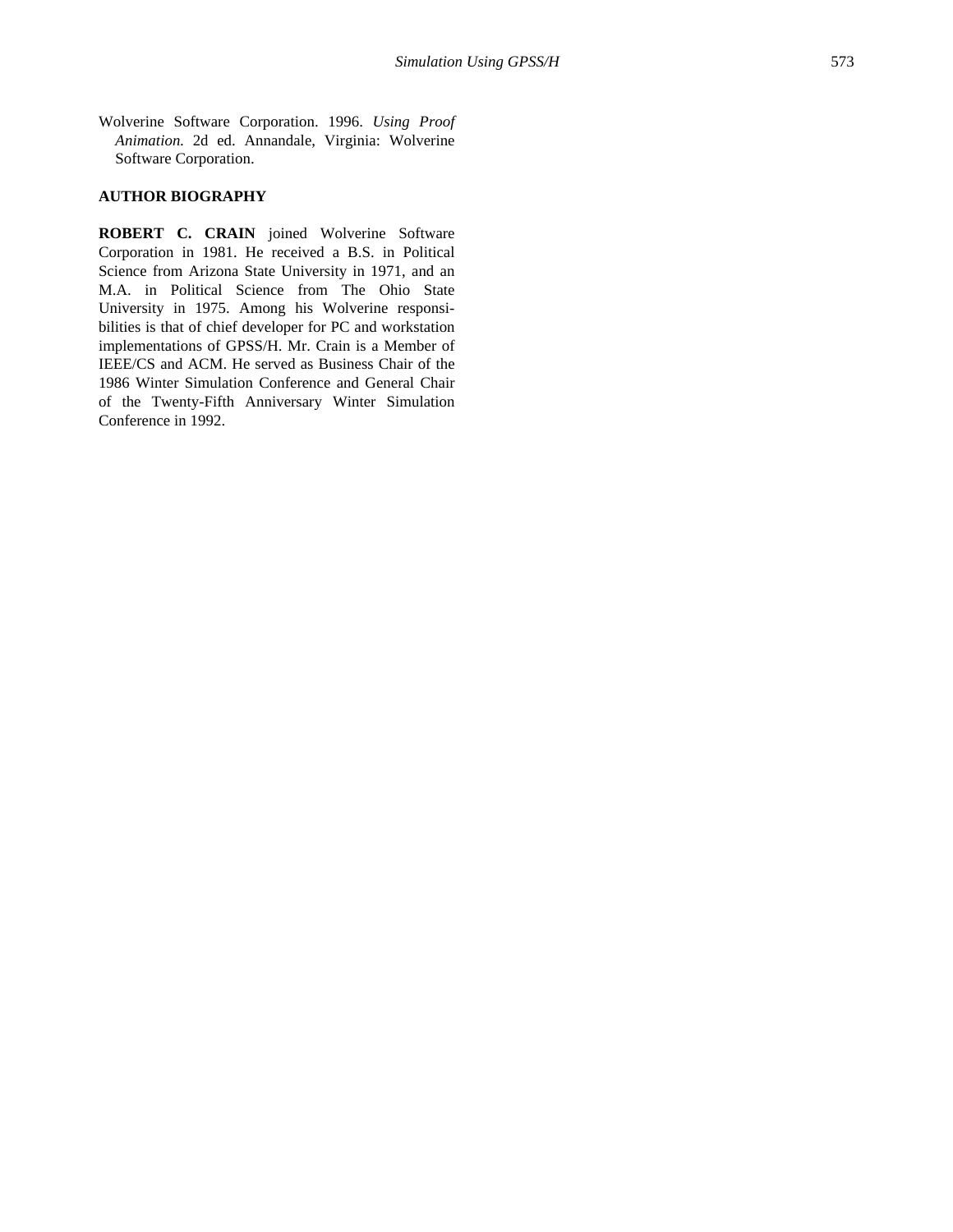Wolverine Software Corporation. 1996. *Using Proof Animation.* 2d ed. Annandale, Virginia: Wolverine Software Corporation.

## AUTHOR BIOGRAPHY

**ROBERT C. CRAIN** joined Wolverine Software Corporation in 1981. He received a B.S. in Political Science from Arizona State University in 1971, and an M.A. in Political Science from The Ohio State University in 1975. Among his Wolverine responsibilities is that of chief developer for PC and workstation implementations of GPSS/H. Mr. Crain is a Member of IEEE/CS and ACM. He served as Business Chair of the 1986 Winter Simulation Conference and General Chair of the Twenty-Fifth Anniversary Winter Simulation Conference in 1992.